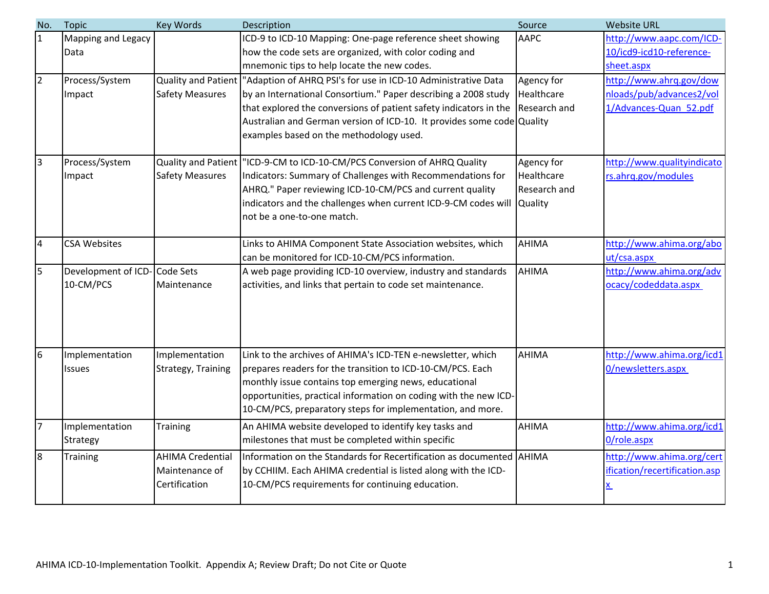| No. | Topic | Key Words | Description | Source | Website URL |
|---|---|---|---|---|---|
| 1 | Mapping and Legacy Data | | ICD-9 to ICD-10 Mapping: One-page reference sheet showing how the code sets are organized, with color coding and mnemonic tips to help locate the new codes. | AAPC | http://www.aapc.com/ICD-10/icd9-icd10-reference-sheet.aspx |
| 2 | Process/System Impact | Quality and Patient Safety Measures | "Adaption of AHRQ PSI's for use in ICD-10 Administrative Data by an International Consortium." Paper describing a 2008 study that explored the conversions of patient safety indicators in the Australian and German version of ICD-10. It provides some code examples based on the methodology used. | Agency for Healthcare Research and Quality | http://www.ahrq.gov/downloads/pub/advances2/vol1/Advances-Quan_52.pdf |
| 3 | Process/System Impact | Quality and Patient Safety Measures | "ICD-9-CM to ICD-10-CM/PCS Conversion of AHRQ Quality Indicators: Summary of Challenges with Recommendations for AHRQ." Paper reviewing ICD-10-CM/PCS and current quality indicators and the challenges when current ICD-9-CM codes will not be a one-to-one match. | Agency for Healthcare Research and Quality | http://www.qualityindicators.ahrq.gov/modules |
| 4 | CSA Websites | | Links to AHIMA Component State Association websites, which can be monitored for ICD-10-CM/PCS information. | AHIMA | http://www.ahima.org/about/csa.aspx |
| 5 | Development of ICD-10-CM/PCS | Code Sets Maintenance | A web page providing ICD-10 overview, industry and standards activities, and links that pertain to code set maintenance. | AHIMA | http://www.ahima.org/advocacy/codeddata.aspx |
| 6 | Implementation Issues | Implementation Strategy, Training | Link to the archives of AHIMA's ICD-TEN e-newsletter, which prepares readers for the transition to ICD-10-CM/PCS. Each monthly issue contains top emerging news, educational opportunities, practical information on coding with the new ICD-10-CM/PCS, preparatory steps for implementation, and more. | AHIMA | http://www.ahima.org/icd10/newsletters.aspx |
| 7 | Implementation Strategy | Training | An AHIMA website developed to identify key tasks and milestones that must be completed within specific | AHIMA | http://www.ahima.org/icd10/role.aspx |
| 8 | Training | AHIMA Credential Maintenance of Certification | Information on the Standards for Recertification as documented by CCHIIM. Each AHIMA credential is listed along with the ICD-10-CM/PCS requirements for continuing education. | AHIMA | http://www.ahima.org/certification/recertification.aspx |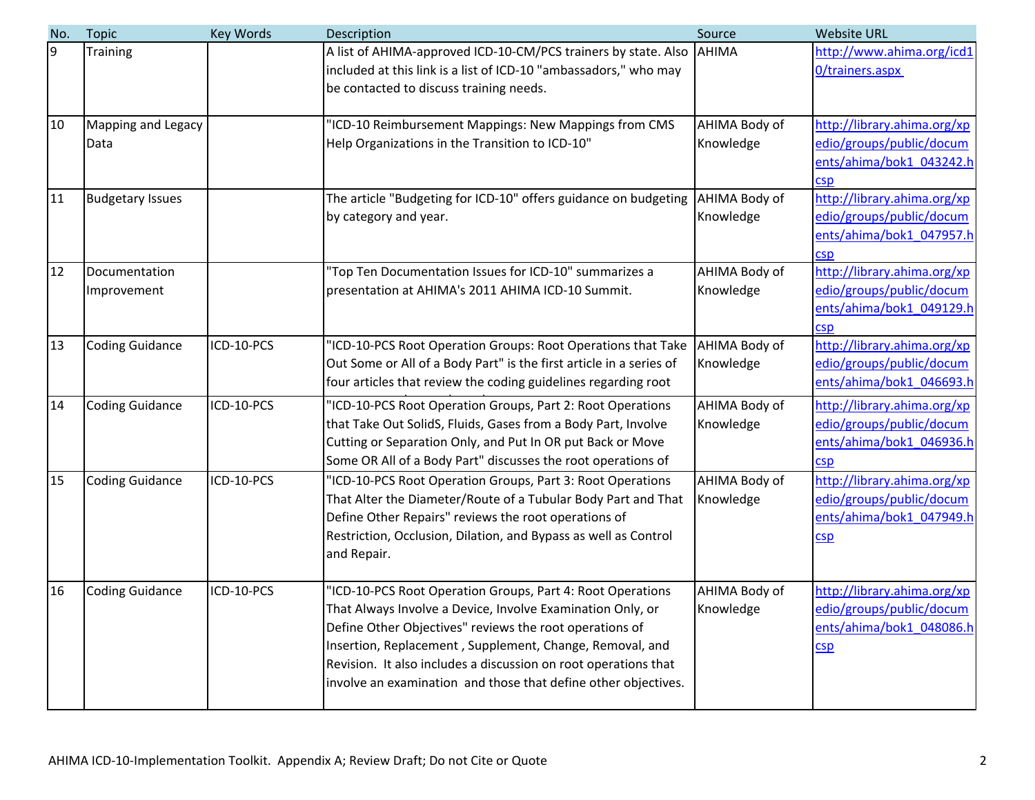| No. | Topic | Key Words | Description | Source | Website URL |
|---|---|---|---|---|---|
| 9 | Training | | A list of AHIMA-approved ICD-10-CM/PCS trainers by state. Also included at this link is a list of ICD-10 "ambassadors," who may be contacted to discuss training needs. | AHIMA | http://www.ahima.org/icd10/trainers.aspx |
| 10 | Mapping and Legacy Data | | "ICD-10 Reimbursement Mappings: New Mappings from CMS Help Organizations in the Transition to ICD-10" | AHIMA Body of Knowledge | http://library.ahima.org/xpedio/groups/public/documents/ahima/bok1_043242.hcsp |
| 11 | Budgetary Issues | | The article "Budgeting for ICD-10" offers guidance on budgeting by category and year. | AHIMA Body of Knowledge | http://library.ahima.org/xpedio/groups/public/documents/ahima/bok1_047957.hcsp |
| 12 | Documentation Improvement | | "Top Ten Documentation Issues for ICD-10" summarizes a presentation at AHIMA's 2011 AHIMA ICD-10 Summit. | AHIMA Body of Knowledge | http://library.ahima.org/xpedio/groups/public/documents/ahima/bok1_049129.hcsp |
| 13 | Coding Guidance | ICD-10-PCS | "ICD-10-PCS Root Operation Groups: Root Operations that Take Out Some or All of a Body Part" is the first article in a series of four articles that review the coding guidelines regarding root | AHIMA Body of Knowledge | http://library.ahima.org/xpedio/groups/public/documents/ahima/bok1_046693.h |
| 14 | Coding Guidance | ICD-10-PCS | "ICD-10-PCS Root Operation Groups, Part 2: Root Operations that Take Out SolidS, Fluids, Gases from a Body Part, Involve Cutting or Separation Only, and Put In OR put Back or Move Some OR All of a Body Part" discusses the root operations of | AHIMA Body of Knowledge | http://library.ahima.org/xpedio/groups/public/documents/ahima/bok1_046936.hcsp |
| 15 | Coding Guidance | ICD-10-PCS | "ICD-10-PCS Root Operation Groups, Part 3: Root Operations That Alter the Diameter/Route of a Tubular Body Part and That Define Other Repairs" reviews the root operations of Restriction, Occlusion, Dilation, and Bypass as well as Control and Repair. | AHIMA Body of Knowledge | http://library.ahima.org/xpedio/groups/public/documents/ahima/bok1_047949.hcsp |
| 16 | Coding Guidance | ICD-10-PCS | "ICD-10-PCS Root Operation Groups, Part 4: Root Operations That Always Involve a Device, Involve Examination Only, or Define Other Objectives" reviews the root operations of Insertion, Replacement , Supplement, Change, Removal, and Revision. It also includes a discussion on root operations that involve an examination and those that define other objectives. | AHIMA Body of Knowledge | http://library.ahima.org/xpedio/groups/public/documents/ahima/bok1_048086.hcsp |

AHIMA ICD-10-Implementation Toolkit. Appendix A; Review Draft; Do not Cite or Quote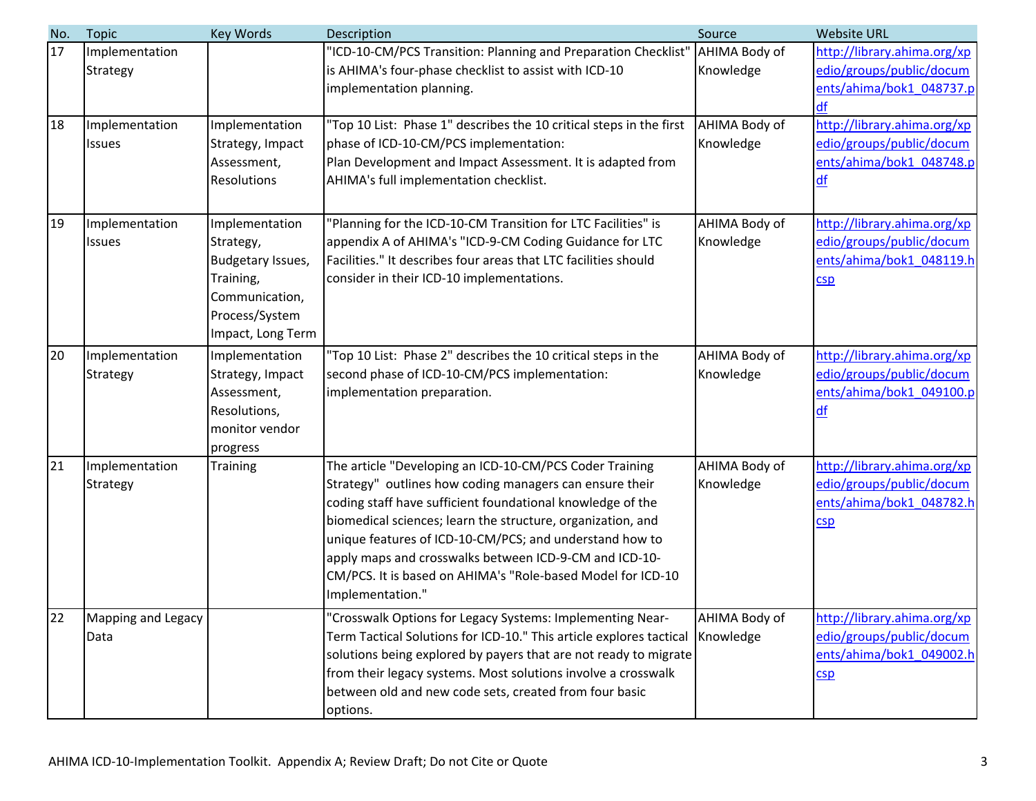| No. | Topic | Key Words | Description | Source | Website URL |
|---|---|---|---|---|---|
| 17 | Implementation Strategy | | "ICD-10-CM/PCS Transition: Planning and Preparation Checklist" is AHIMA's four-phase checklist to assist with ICD-10 implementation planning. | AHIMA Body of Knowledge | http://library.ahima.org/xpedio/groups/public/documents/ahima/bok1_048737.pdf |
| 18 | Implementation Issues | Implementation Strategy, Impact Assessment, Resolutions | "Top 10 List: Phase 1" describes the 10 critical steps in the first phase of ICD-10-CM/PCS implementation: Plan Development and Impact Assessment. It is adapted from AHIMA's full implementation checklist. | AHIMA Body of Knowledge | http://library.ahima.org/xpedio/groups/public/documents/ahima/bok1_048748.pdf |
| 19 | Implementation Issues | Implementation Strategy, Budgetary Issues, Training, Communication, Process/System Impact, Long Term | "Planning for the ICD-10-CM Transition for LTC Facilities" is appendix A of AHIMA's "ICD-9-CM Coding Guidance for LTC Facilities." It describes four areas that LTC facilities should consider in their ICD-10 implementations. | AHIMA Body of Knowledge | http://library.ahima.org/xpedio/groups/public/documents/ahima/bok1_048119.hcsp |
| 20 | Implementation Strategy | Implementation Strategy, Impact Assessment, Resolutions, monitor vendor progress | "Top 10 List: Phase 2" describes the 10 critical steps in the second phase of ICD-10-CM/PCS implementation: implementation preparation. | AHIMA Body of Knowledge | http://library.ahima.org/xpedio/groups/public/documents/ahima/bok1_049100.pdf |
| 21 | Implementation Strategy | Training | The article "Developing an ICD-10-CM/PCS Coder Training Strategy" outlines how coding managers can ensure their coding staff have sufficient foundational knowledge of the biomedical sciences; learn the structure, organization, and unique features of ICD-10-CM/PCS; and understand how to apply maps and crosswalks between ICD-9-CM and ICD-10-CM/PCS. It is based on AHIMA's "Role-based Model for ICD-10 Implementation." | AHIMA Body of Knowledge | http://library.ahima.org/xpedio/groups/public/documents/ahima/bok1_048782.hcsp |
| 22 | Mapping and Legacy Data | | "Crosswalk Options for Legacy Systems: Implementing Near-Term Tactical Solutions for ICD-10." This article explores tactical solutions being explored by payers that are not ready to migrate from their legacy systems. Most solutions involve a crosswalk between old and new code sets, created from four basic options. | AHIMA Body of Knowledge | http://library.ahima.org/xpedio/groups/public/documents/ahima/bok1_049002.hcsp |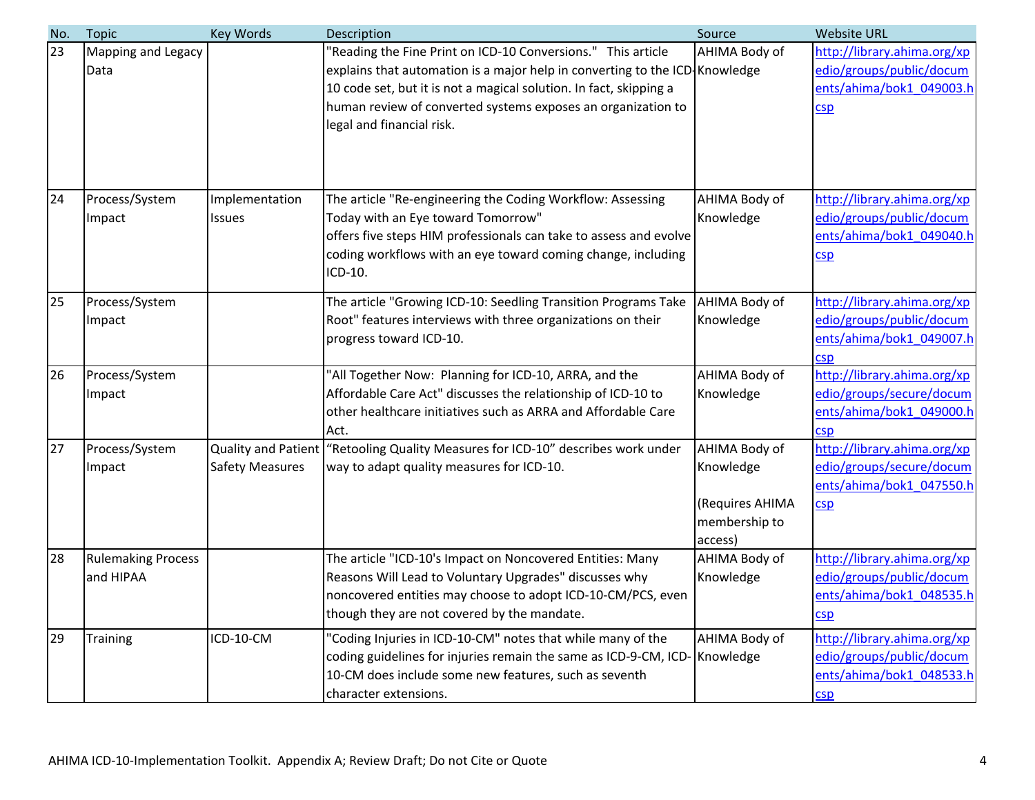| No. | Topic | Key Words | Description | Source | Website URL |
| --- | --- | --- | --- | --- | --- |
| 23 | Mapping and Legacy Data | | "Reading the Fine Print on ICD-10 Conversions." This article explains that automation is a major help in converting to the ICD-10 code set, but it is not a magical solution. In fact, skipping a human review of converted systems exposes an organization to legal and financial risk. | AHIMA Body of Knowledge | http://library.ahima.org/xpedio/groups/public/documents/ahima/bok1_049003.hcsp |
| 24 | Process/System Impact | Implementation Issues | The article "Re-engineering the Coding Workflow: Assessing Today with an Eye toward Tomorrow" offers five steps HIM professionals can take to assess and evolve coding workflows with an eye toward coming change, including ICD-10. | AHIMA Body of Knowledge | http://library.ahima.org/xpedio/groups/public/documents/ahima/bok1_049040.hcsp |
| 25 | Process/System Impact | | The article "Growing ICD-10: Seedling Transition Programs Take Root" features interviews with three organizations on their progress toward ICD-10. | AHIMA Body of Knowledge | http://library.ahima.org/xpedio/groups/public/documents/ahima/bok1_049007.hcsp |
| 26 | Process/System Impact | | "All Together Now: Planning for ICD-10, ARRA, and the Affordable Care Act" discusses the relationship of ICD-10 to other healthcare initiatives such as ARRA and Affordable Care Act. | AHIMA Body of Knowledge | http://library.ahima.org/xpedio/groups/secure/documents/ahima/bok1_049000.hcsp |
| 27 | Process/System Impact | Quality and Patient Safety Measures | "Retooling Quality Measures for ICD-10" describes work under way to adapt quality measures for ICD-10. | AHIMA Body of Knowledge (Requires AHIMA membership to access) | http://library.ahima.org/xpedio/groups/secure/documents/ahima/bok1_047550.hcsp |
| 28 | Rulemaking Process and HIPAA | | The article "ICD-10's Impact on Noncovered Entities: Many Reasons Will Lead to Voluntary Upgrades" discusses why noncovered entities may choose to adopt ICD-10-CM/PCS, even though they are not covered by the mandate. | AHIMA Body of Knowledge | http://library.ahima.org/xpedio/groups/public/documents/ahima/bok1_048535.hcsp |
| 29 | Training | ICD-10-CM | "Coding Injuries in ICD-10-CM" notes that while many of the coding guidelines for injuries remain the same as ICD-9-CM, ICD-10-CM does include some new features, such as seventh character extensions. | AHIMA Body of Knowledge | http://library.ahima.org/xpedio/groups/public/documents/ahima/bok1_048533.hcsp |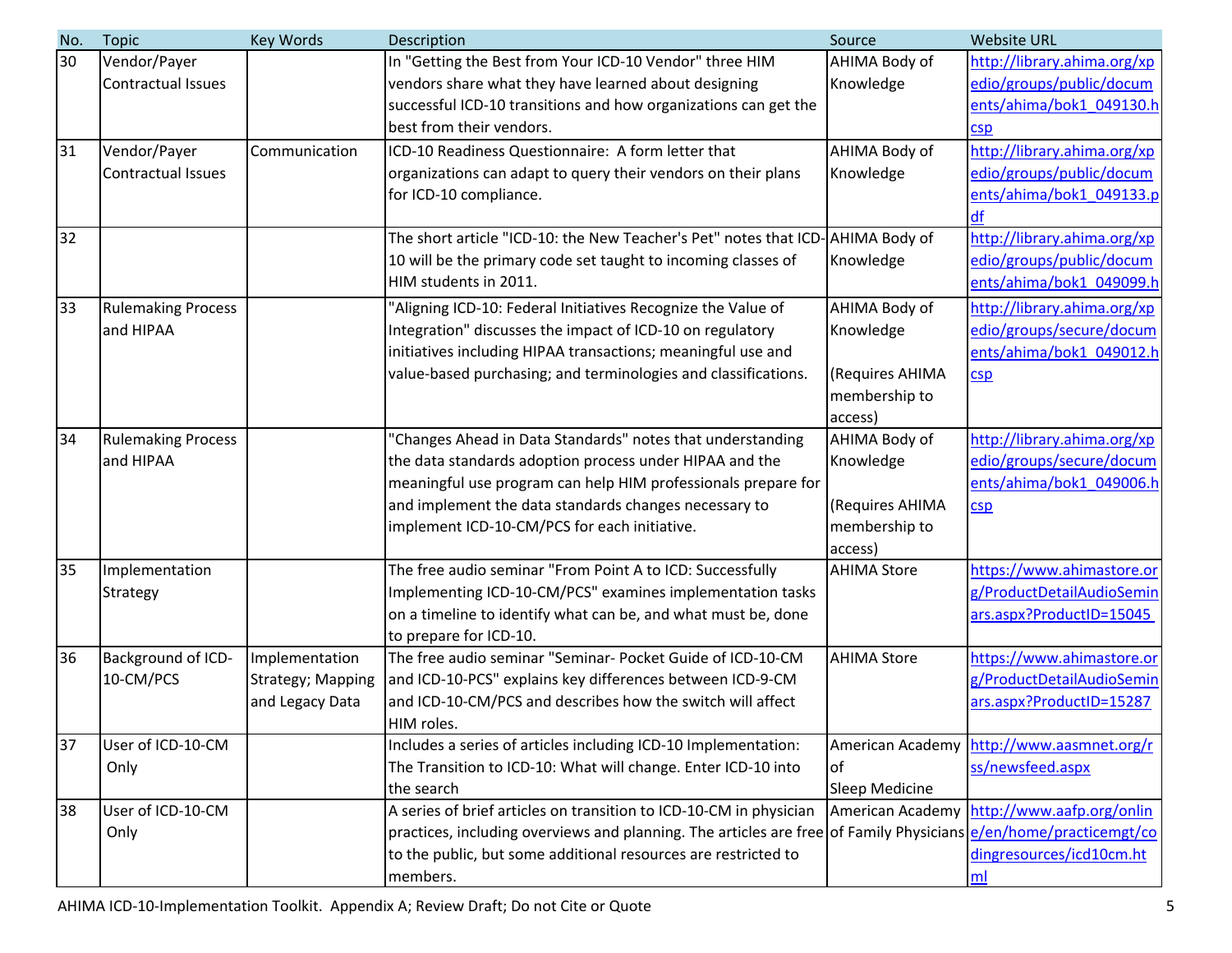| No. | Topic | Key Words | Description | Source | Website URL |
|---|---|---|---|---|---|
| 30 | Vendor/Payer Contractual Issues | | In "Getting the Best from Your ICD-10 Vendor" three HIM vendors share what they have learned about designing successful ICD-10 transitions and how organizations can get the best from their vendors. | AHIMA Body of Knowledge | http://library.ahima.org/xpedio/groups/public/documents/ahima/bok1_049130.hcsp |
| 31 | Vendor/Payer Contractual Issues | Communication | ICD-10 Readiness Questionnaire: A form letter that organizations can adapt to query their vendors on their plans for ICD-10 compliance. | AHIMA Body of Knowledge | http://library.ahima.org/xpedio/groups/public/documents/ahima/bok1_049133.pdf |
| 32 | | | The short article "ICD-10: the New Teacher's Pet" notes that ICD-10 will be the primary code set taught to incoming classes of HIM students in 2011. | AHIMA Body of Knowledge | http://library.ahima.org/xpedio/groups/public/documents/ahima/bok1_049099.h |
| 33 | Rulemaking Process and HIPAA | | "Aligning ICD-10: Federal Initiatives Recognize the Value of Integration" discusses the impact of ICD-10 on regulatory initiatives including HIPAA transactions; meaningful use and value-based purchasing; and terminologies and classifications. | AHIMA Body of Knowledge (Requires AHIMA membership to access) | http://library.ahima.org/xpedio/groups/secure/documents/ahima/bok1_049012.hcsp |
| 34 | Rulemaking Process and HIPAA | | "Changes Ahead in Data Standards" notes that understanding the data standards adoption process under HIPAA and the meaningful use program can help HIM professionals prepare for and implement the data standards changes necessary to implement ICD-10-CM/PCS for each initiative. | AHIMA Body of Knowledge (Requires AHIMA membership to access) | http://library.ahima.org/xpedio/groups/secure/documents/ahima/bok1_049006.hcsp |
| 35 | Implementation Strategy | | The free audio seminar "From Point A to ICD: Successfully Implementing ICD-10-CM/PCS" examines implementation tasks on a timeline to identify what can be, and what must be, done to prepare for ICD-10. | AHIMA Store | https://www.ahimastore.org/ProductDetailAudioSeminars.aspx?ProductID=15045 |
| 36 | Background of ICD-10-CM/PCS | Implementation Strategy; Mapping and Legacy Data | The free audio seminar "Seminar- Pocket Guide of ICD-10-CM and ICD-10-PCS" explains key differences between ICD-9-CM and ICD-10-CM/PCS and describes how the switch will affect HIM roles. | AHIMA Store | https://www.ahimastore.org/ProductDetailAudioSeminars.aspx?ProductID=15287 |
| 37 | User of ICD-10-CM Only | | Includes a series of articles including ICD-10 Implementation: The Transition to ICD-10: What will change. Enter ICD-10 into the search | American Academy of Sleep Medicine | http://www.aasmnet.org/rss/newsfeed.aspx |
| 38 | User of ICD-10-CM Only | | A series of brief articles on transition to ICD-10-CM in physician practices, including overviews and planning. The articles are free to the public, but some additional resources are restricted to members. | American Academy of Family Physicians | http://www.aafp.org/online/en/home/practicemgt/codingresources/icd10cm.html |

AHIMA ICD-10-Implementation Toolkit. Appendix A; Review Draft; Do not Cite or Quote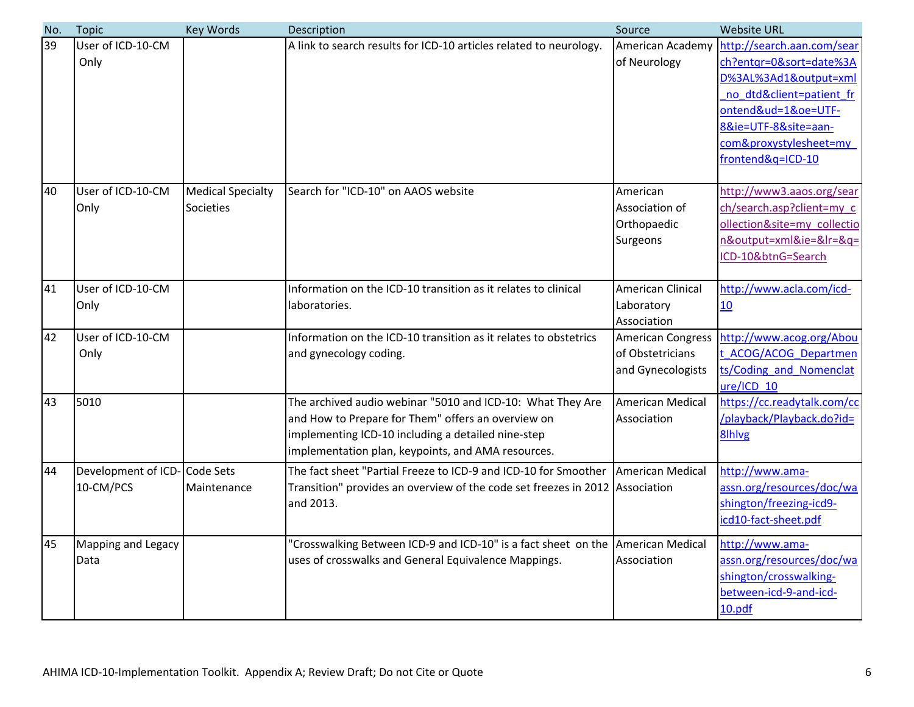| No. | Topic | Key Words | Description | Source | Website URL |
|---|---|---|---|---|---|
| 39 | User of ICD-10-CM Only | | A link to search results for ICD-10 articles related to neurology. | American Academy of Neurology | http://search.aan.com/search?entqr=0&sort=date%3AD%3AL%3Ad1&output=xml_no_dtd&client=patient_frontend&ud=1&oe=UTF-8&ie=UTF-8&site=aan-com&proxystylesheet=my_frontend&q=ICD-10 |
| 40 | User of ICD-10-CM Only | Medical Specialty Societies | Search for "ICD-10" on AAOS website | American Association of Orthopaedic Surgeons | http://www3.aaos.org/search/search.asp?client=my_collection&site=my_collection&output=xml&ie=&lr=&q=ICD-10&btnG=Search |
| 41 | User of ICD-10-CM Only | | Information on the ICD-10 transition as it relates to clinical laboratories. | American Clinical Laboratory Association | http://www.acla.com/icd-10 |
| 42 | User of ICD-10-CM Only | | Information on the ICD-10 transition as it relates to obstetrics and gynecology coding. | American Congress of Obstetricians and Gynecologists | http://www.acog.org/About_ACOG/ACOG_Departments/Coding_and_Nomenclature/ICD_10 |
| 43 | 5010 | | The archived audio webinar "5010 and ICD-10: What They Are and How to Prepare for Them" offers an overview on implementing ICD-10 including a detailed nine-step implementation plan, keypoints, and AMA resources. | American Medical Association | https://cc.readytalk.com/cc/playback/Playback.do?id=8lhlvg |
| 44 | Development of ICD-10-CM/PCS | Code Sets Maintenance | The fact sheet "Partial Freeze to ICD-9 and ICD-10 for Smoother Transition" provides an overview of the code set freezes in 2012 and 2013. | American Medical Association | http://www.ama-assn.org/resources/doc/washington/freezing-icd9-icd10-fact-sheet.pdf |
| 45 | Mapping and Legacy Data | | "Crosswalking Between ICD-9 and ICD-10" is a fact sheet on the uses of crosswalks and General Equivalence Mappings. | American Medical Association | http://www.ama-assn.org/resources/doc/washington/crosswalking-between-icd-9-and-icd-10.pdf |

AHIMA ICD-10-Implementation Toolkit. Appendix A; Review Draft; Do not Cite or Quote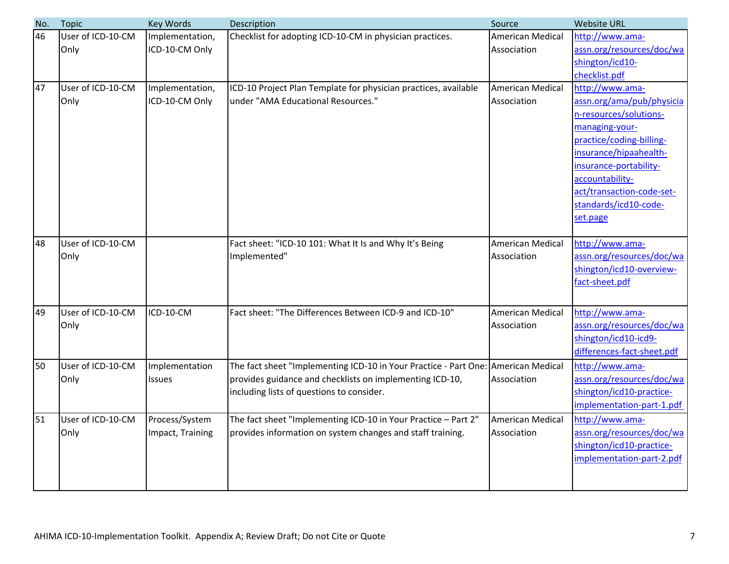| No. | Topic | Key Words | Description | Source | Website URL |
|---|---|---|---|---|---|
| 46 | User of ICD-10-CM Only | Implementation, ICD-10-CM Only | Checklist for adopting ICD-10-CM in physician practices. | American Medical Association | http://www.ama-assn.org/resources/doc/washington/icd10-checklist.pdf |
| 47 | User of ICD-10-CM Only | Implementation, ICD-10-CM Only | ICD-10 Project Plan Template for physician practices, available under "AMA Educational Resources." | American Medical Association | http://www.ama-assn.org/ama/pub/physician-resources/solutions-managing-your-practice/coding-billing-insurance/hipaahealth-insurance-portability-accountability-act/transaction-code-set-standards/icd10-code-set.page |
| 48 | User of ICD-10-CM Only | | Fact sheet: "ICD-10 101: What It Is and Why It's Being Implemented" | American Medical Association | http://www.ama-assn.org/resources/doc/washington/icd10-overview-fact-sheet.pdf |
| 49 | User of ICD-10-CM Only | ICD-10-CM | Fact sheet: "The Differences Between ICD-9 and ICD-10" | American Medical Association | http://www.ama-assn.org/resources/doc/washington/icd10-icd9-differences-fact-sheet.pdf |
| 50 | User of ICD-10-CM Only | Implementation Issues | The fact sheet "Implementing ICD-10 in Your Practice - Part One: provides guidance and checklists on implementing ICD-10, including lists of questions to consider. | American Medical Association | http://www.ama-assn.org/resources/doc/washington/icd10-practice-implementation-part-1.pdf |
| 51 | User of ICD-10-CM Only | Process/System Impact, Training | The fact sheet "Implementing ICD-10 in Your Practice – Part 2" provides information on system changes and staff training. | American Medical Association | http://www.ama-assn.org/resources/doc/washington/icd10-practice-implementation-part-2.pdf |

AHIMA ICD-10-Implementation Toolkit. Appendix A; Review Draft; Do not Cite or Quote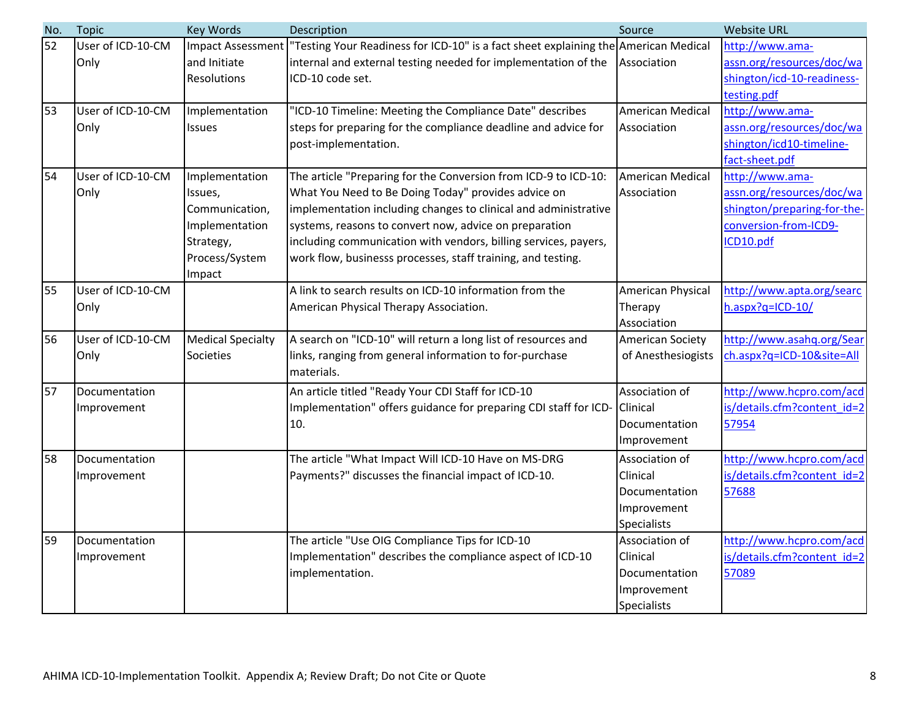| No. | Topic | Key Words | Description | Source | Website URL |
|---|---|---|---|---|---|
| 52 | User of ICD-10-CM Only | Impact Assessment and Initiate Resolutions | "Testing Your Readiness for ICD-10" is a fact sheet explaining the internal and external testing needed for implementation of the ICD-10 code set. | American Medical Association | http://www.ama-assn.org/resources/doc/washington/icd-10-readiness-testing.pdf |
| 53 | User of ICD-10-CM Only | Implementation Issues | "ICD-10 Timeline: Meeting the Compliance Date" describes steps for preparing for the compliance deadline and advice for post-implementation. | American Medical Association | http://www.ama-assn.org/resources/doc/washington/icd10-timeline-fact-sheet.pdf |
| 54 | User of ICD-10-CM Only | Implementation Issues, Communication, Implementation Strategy, Process/System Impact | The article "Preparing for the Conversion from ICD-9 to ICD-10: What You Need to Be Doing Today" provides advice on implementation including changes to clinical and administrative systems, reasons to convert now, advice on preparation including communication with vendors, billing services, payers, work flow, businesss processes, staff training, and testing. | American Medical Association | http://www.ama-assn.org/resources/doc/washington/preparing-for-the-conversion-from-ICD9-ICD10.pdf |
| 55 | User of ICD-10-CM Only | | A link to search results on ICD-10 information from the American Physical Therapy Association. | American Physical Therapy Association | http://www.apta.org/search.aspx?q=ICD-10/ |
| 56 | User of ICD-10-CM Only | Medical Specialty Societies | A search on "ICD-10" will return a long list of resources and links, ranging from general information to for-purchase materials. | American Society of Anesthesiogists | http://www.asahq.org/Search.aspx?q=ICD-10&site=All |
| 57 | Documentation Improvement | | An article titled "Ready Your CDI Staff for ICD-10 Implementation" offers guidance for preparing CDI staff for ICD-10. | Association of Clinical Documentation Improvement | http://www.hcpro.com/acdis/details.cfm?content_id=257954 |
| 58 | Documentation Improvement | | The article "What Impact Will ICD-10 Have on MS-DRG Payments?" discusses the financial impact of ICD-10. | Association of Clinical Documentation Improvement Specialists | http://www.hcpro.com/acdis/details.cfm?content_id=257688 |
| 59 | Documentation Improvement | | The article "Use OIG Compliance Tips for ICD-10 Implementation" describes the compliance aspect of ICD-10 implementation. | Association of Clinical Documentation Improvement Specialists | http://www.hcpro.com/acdis/details.cfm?content_id=257089 |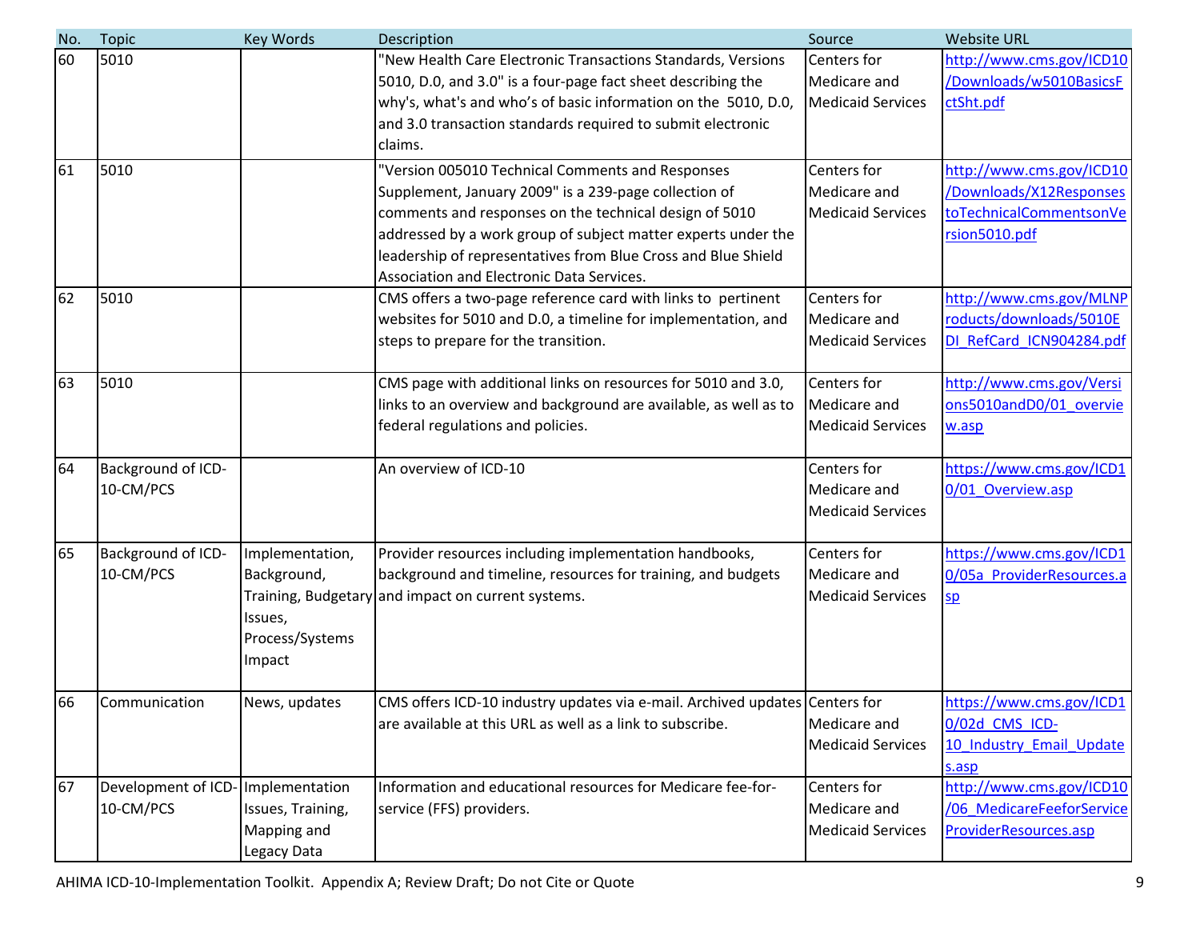| No. | Topic | Key Words | Description | Source | Website URL |
|---|---|---|---|---|---|
| 60 | 5010 | | "New Health Care Electronic Transactions Standards, Versions 5010, D.0, and 3.0" is a four-page fact sheet describing the why's, what's and who's of basic information on the 5010, D.0, and 3.0 transaction standards required to submit electronic claims. | Centers for Medicare and Medicaid Services | http://www.cms.gov/ICD10/Downloads/w5010BasicsFctSht.pdf |
| 61 | 5010 | | "Version 005010 Technical Comments and Responses Supplement, January 2009" is a 239-page collection of comments and responses on the technical design of 5010 addressed by a work group of subject matter experts under the leadership of representatives from Blue Cross and Blue Shield Association and Electronic Data Services. | Centers for Medicare and Medicaid Services | http://www.cms.gov/ICD10/Downloads/X12ResponsestoTechnicalCommentsonVersion5010.pdf |
| 62 | 5010 | | CMS offers a two-page reference card with links to pertinent websites for 5010 and D.0, a timeline for implementation, and steps to prepare for the transition. | Centers for Medicare and Medicaid Services | http://www.cms.gov/MLNProducts/downloads/5010EDI_RefCard_ICN904284.pdf |
| 63 | 5010 | | CMS page with additional links on resources for 5010 and 3.0, links to an overview and background are available, as well as to federal regulations and policies. | Centers for Medicare and Medicaid Services | http://www.cms.gov/Versions5010andD0/01_overview.asp |
| 64 | Background of ICD-10-CM/PCS | | An overview of ICD-10 | Centers for Medicare and Medicaid Services | https://www.cms.gov/ICD10/01_Overview.asp |
| 65 | Background of ICD-10-CM/PCS | Implementation, Background, Training, Budgetary Issues, Process/Systems Impact | Provider resources including implementation handbooks, background and timeline, resources for training, and budgets and impact on current systems. | Centers for Medicare and Medicaid Services | https://www.cms.gov/ICD10/05a_ProviderResources.asp |
| 66 | Communication | News, updates | CMS offers ICD-10 industry updates via e-mail. Archived updates are available at this URL as well as a link to subscribe. | Centers for Medicare and Medicaid Services | https://www.cms.gov/ICD10/02d_CMS_ICD-10_Industry_Email_Updates.asp |
| 67 | Development of ICD-10-CM/PCS | Implementation Issues, Training, Mapping and Legacy Data | Information and educational resources for Medicare fee-for-service (FFS) providers. | Centers for Medicare and Medicaid Services | http://www.cms.gov/ICD10/06_MedicareFeeforServiceProviderResources.asp |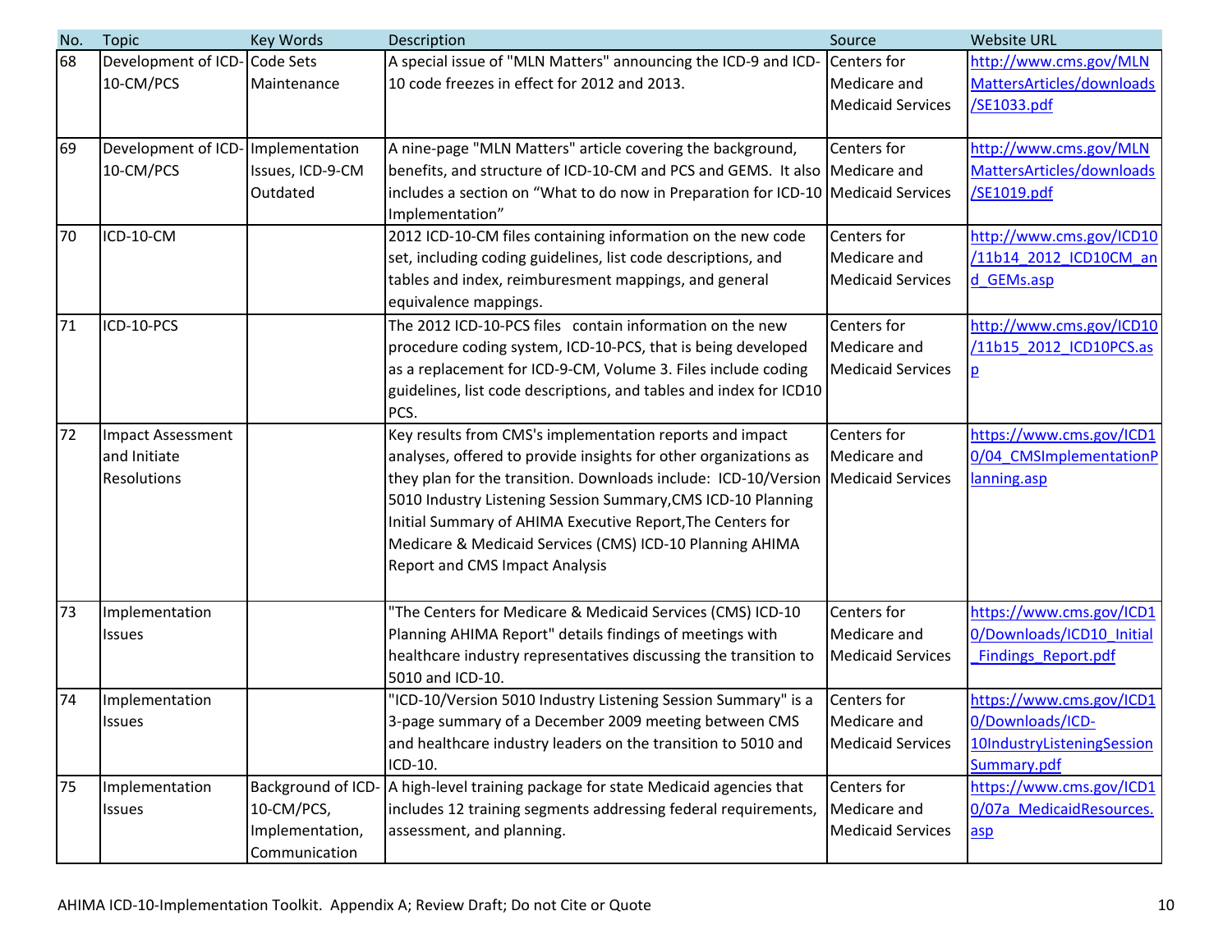| No. | Topic | Key Words | Description | Source | Website URL |
|---|---|---|---|---|---|
| 68 | Development of ICD-10-CM/PCS | Code Sets Maintenance | A special issue of "MLN Matters" announcing the ICD-9 and ICD-10 code freezes in effect for 2012 and 2013. | Centers for Medicare and Medicaid Services | http://www.cms.gov/MLNMattersArticles/downloads/SE1033.pdf |
| 69 | Development of ICD-10-CM/PCS | Implementation Issues, ICD-9-CM Outdated | A nine-page "MLN Matters" article covering the background, benefits, and structure of ICD-10-CM and PCS and GEMS. It also includes a section on “What to do now in Preparation for ICD-10 Implementation” | Centers for Medicare and Medicaid Services | http://www.cms.gov/MLNMattersArticles/downloads/SE1019.pdf |
| 70 | ICD-10-CM | | 2012 ICD-10-CM files containing information on the new code set, including coding guidelines, list code descriptions, and tables and index, reimburesment mappings, and general equivalence mappings. | Centers for Medicare and Medicaid Services | http://www.cms.gov/ICD10/11b14_2012_ICD10CM_and_GEMs.asp |
| 71 | ICD-10-PCS | | The 2012 ICD-10-PCS files contain information on the new procedure coding system, ICD-10-PCS, that is being developed as a replacement for ICD-9-CM, Volume 3. Files include coding guidelines, list code descriptions, and tables and index for ICD10 PCS. | Centers for Medicare and Medicaid Services | http://www.cms.gov/ICD10/11b15_2012_ICD10PCS.asp |
| 72 | Impact Assessment and Initiate Resolutions | | Key results from CMS's implementation reports and impact analyses, offered to provide insights for other organizations as they plan for the transition. Downloads include: ICD-10/Version 5010 Industry Listening Session Summary,CMS ICD-10 Planning Initial Summary of AHIMA Executive Report,The Centers for Medicare & Medicaid Services (CMS) ICD-10 Planning AHIMA Report and CMS Impact Analysis | Centers for Medicare and Medicaid Services | https://www.cms.gov/ICD10/04_CMSImplementationPlanning.asp |
| 73 | Implementation Issues | | "The Centers for Medicare & Medicaid Services (CMS) ICD-10 Planning AHIMA Report" details findings of meetings with healthcare industry representatives discussing the transition to 5010 and ICD-10. | Centers for Medicare and Medicaid Services | https://www.cms.gov/ICD10/Downloads/ICD10_Initial_Findings_Report.pdf |
| 74 | Implementation Issues | | "ICD-10/Version 5010 Industry Listening Session Summary" is a 3-page summary of a December 2009 meeting between CMS and healthcare industry leaders on the transition to 5010 and ICD-10. | Centers for Medicare and Medicaid Services | https://www.cms.gov/ICD10/Downloads/ICD-10IndustryListeningSessionSummary.pdf |
| 75 | Implementation Issues | Background of ICD-10-CM/PCS, Implementation, Communication | A high-level training package for state Medicaid agencies that includes 12 training segments addressing federal requirements, assessment, and planning. | Centers for Medicare and Medicaid Services | https://www.cms.gov/ICD10/07a_MedicaidResources.asp |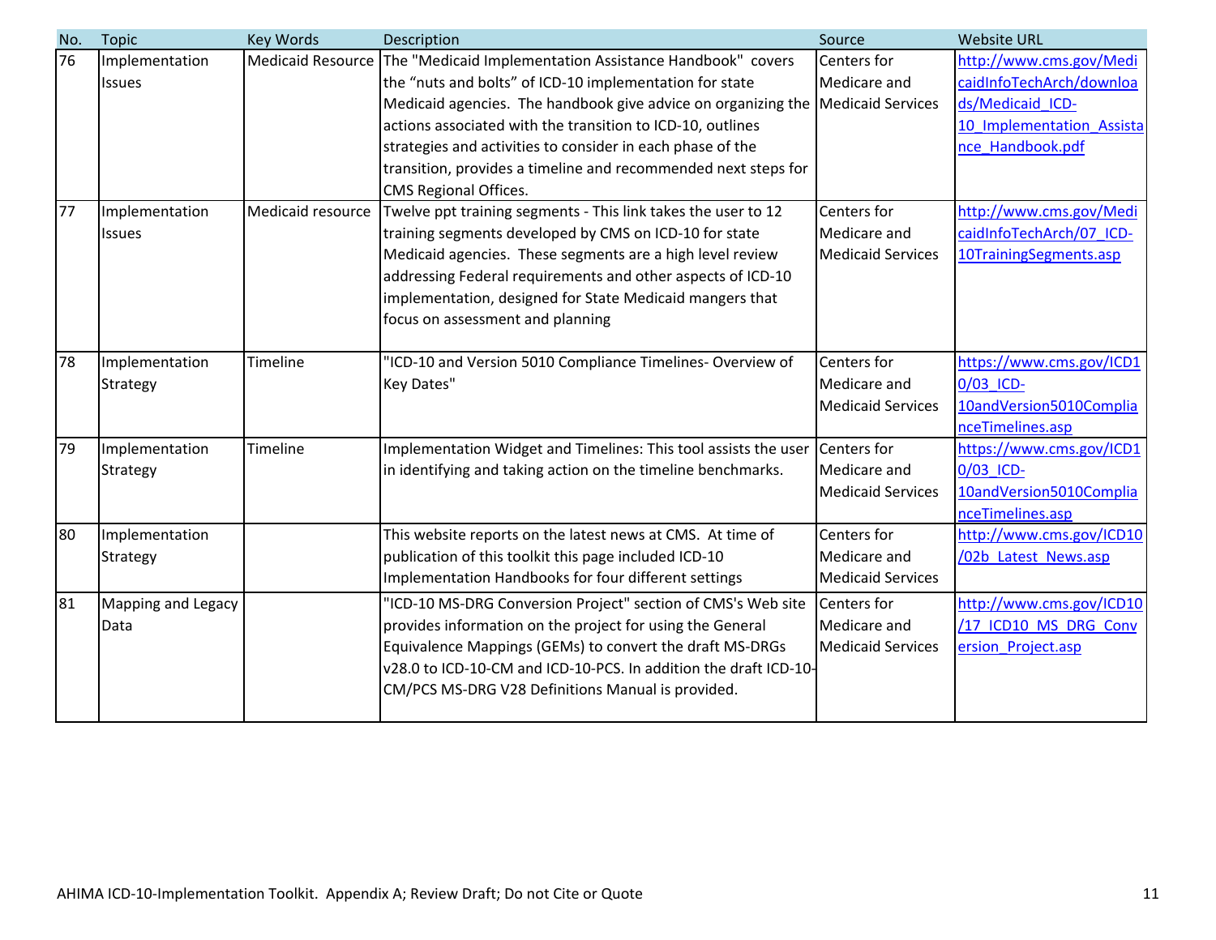| No. | Topic | Key Words | Description | Source | Website URL |
|---|---|---|---|---|---|
| 76 | Implementation Issues | Medicaid Resource | The "Medicaid Implementation Assistance Handbook" covers the “nuts and bolts” of ICD-10 implementation for state Medicaid agencies. The handbook give advice on organizing the actions associated with the transition to ICD-10, outlines strategies and activities to consider in each phase of the transition, provides a timeline and recommended next steps for CMS Regional Offices. | Centers for Medicare and Medicaid Services | http://www.cms.gov/MedicaidInfoTechArch/downloads/Medicaid_ICD-10_Implementation_Assistance_Handbook.pdf |
| 77 | Implementation Issues | Medicaid resource | Twelve ppt training segments - This link takes the user to 12 training segments developed by CMS on ICD-10 for state Medicaid agencies. These segments are a high level review addressing Federal requirements and other aspects of ICD-10 implementation, designed for State Medicaid mangers that focus on assessment and planning | Centers for Medicare and Medicaid Services | http://www.cms.gov/MedicaidInfoTechArch/07_ICD-10TrainingSegments.asp |
| 78 | Implementation Strategy | Timeline | "ICD-10 and Version 5010 Compliance Timelines- Overview of Key Dates" | Centers for Medicare and Medicaid Services | https://www.cms.gov/ICD10/03_ICD-10andVersion5010ComplianceTimelines.asp |
| 79 | Implementation Strategy | Timeline | Implementation Widget and Timelines: This tool assists the user in identifying and taking action on the timeline benchmarks. | Centers for Medicare and Medicaid Services | https://www.cms.gov/ICD10/03_ICD-10andVersion5010ComplianceTimelines.asp |
| 80 | Implementation Strategy | | This website reports on the latest news at CMS. At time of publication of this toolkit this page included ICD-10 Implementation Handbooks for four different settings | Centers for Medicare and Medicaid Services | http://www.cms.gov/ICD10/02b_Latest_News.asp |
| 81 | Mapping and Legacy Data | | "ICD-10 MS-DRG Conversion Project" section of CMS's Web site provides information on the project for using the General Equivalence Mappings (GEMs) to convert the draft MS-DRGs v28.0 to ICD-10-CM and ICD-10-PCS. In addition the draft ICD-10-CM/PCS MS-DRG V28 Definitions Manual is provided. | Centers for Medicare and Medicaid Services | http://www.cms.gov/ICD10/17_ICD10_MS_DRG_Conversion_Project.asp |

AHIMA ICD-10-Implementation Toolkit. Appendix A; Review Draft; Do not Cite or Quote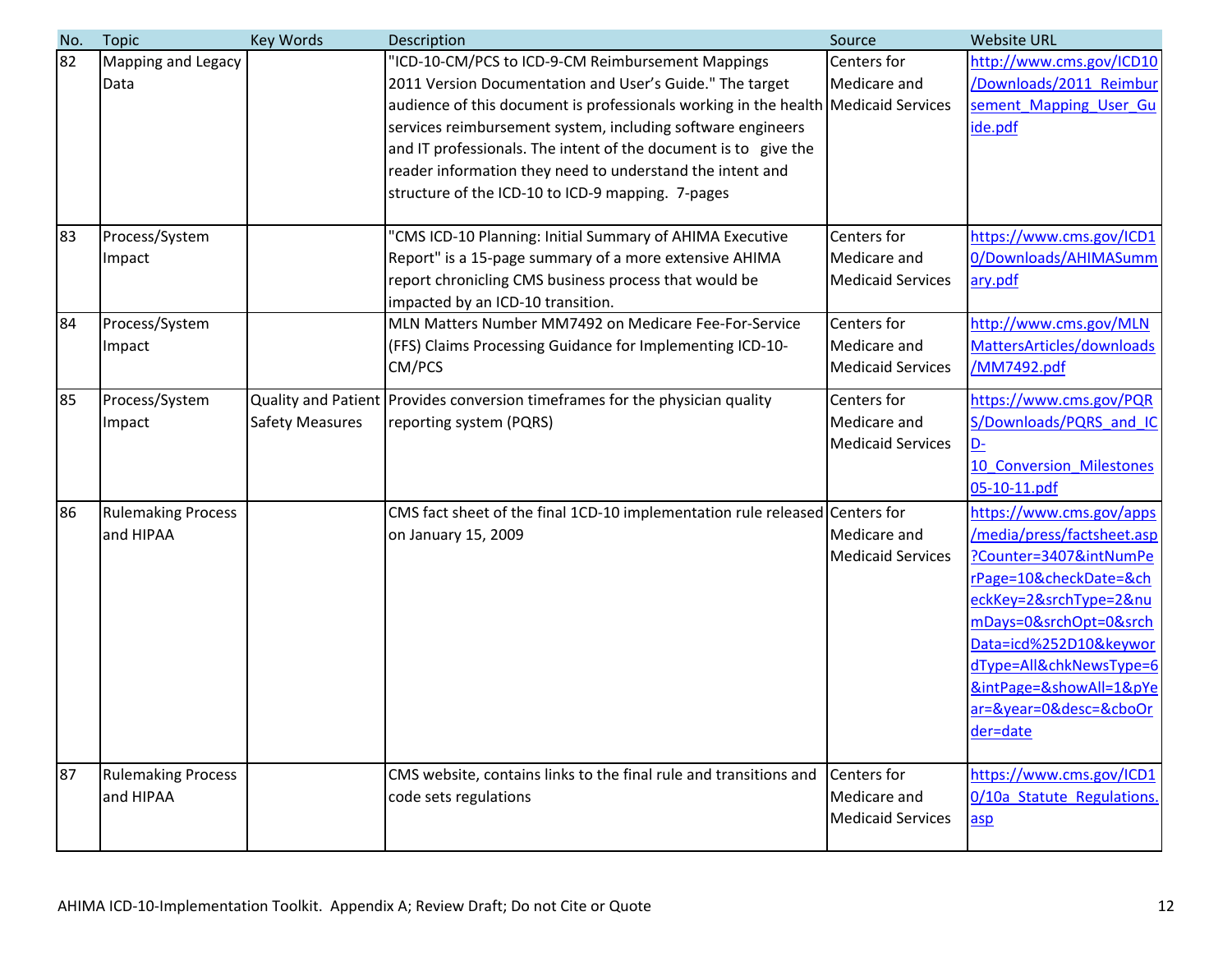| No. | Topic | Key Words | Description | Source | Website URL |
|---|---|---|---|---|---|
| 82 | Mapping and Legacy Data | | "ICD-10-CM/PCS to ICD-9-CM Reimbursement Mappings 2011 Version Documentation and User's Guide." The target audience of this document is professionals working in the health services reimbursement system, including software engineers and IT professionals. The intent of the document is to give the reader information they need to understand the intent and structure of the ICD-10 to ICD-9 mapping. 7-pages | Centers for Medicare and Medicaid Services | http://www.cms.gov/ICD10/Downloads/2011_Reimbursement_Mapping_User_Guide.pdf |
| 83 | Process/System Impact | | "CMS ICD-10 Planning: Initial Summary of AHIMA Executive Report" is a 15-page summary of a more extensive AHIMA report chronicling CMS business process that would be impacted by an ICD-10 transition. | Centers for Medicare and Medicaid Services | https://www.cms.gov/ICD10/Downloads/AHIMASummary.pdf |
| 84 | Process/System Impact | | MLN Matters Number MM7492 on Medicare Fee-For-Service (FFS) Claims Processing Guidance for Implementing ICD-10-CM/PCS | Centers for Medicare and Medicaid Services | http://www.cms.gov/MLNMattersArticles/downloads/MM7492.pdf |
| 85 | Process/System Impact | Quality and Patient Safety Measures | Provides conversion timeframes for the physician quality reporting system (PQRS) | Centers for Medicare and Medicaid Services | https://www.cms.gov/PQRS/Downloads/PQRS_and_ICD-10_Conversion_Milestones05-10-11.pdf |
| 86 | Rulemaking Process and HIPAA | | CMS fact sheet of the final 1CD-10 implementation rule released on January 15, 2009 | Centers for Medicare and Medicaid Services | https://www.cms.gov/apps/media/press/factsheet.asp?Counter=3407&intNumPerPage=10&checkDate=&checkKey=2&srchType=2&numDays=0&srchOpt=0&srchData=icd%252D10&keywordType=All&chkNewsType=6&intPage=&showAll=1&pYear=&year=0&desc=&cboOrder=date |
| 87 | Rulemaking Process and HIPAA | | CMS website, contains links to the final rule and transitions and code sets regulations | Centers for Medicare and Medicaid Services | https://www.cms.gov/ICD10/10a_Statute_Regulations.asp |

AHIMA ICD-10-Implementation Toolkit. Appendix A; Review Draft; Do not Cite or Quote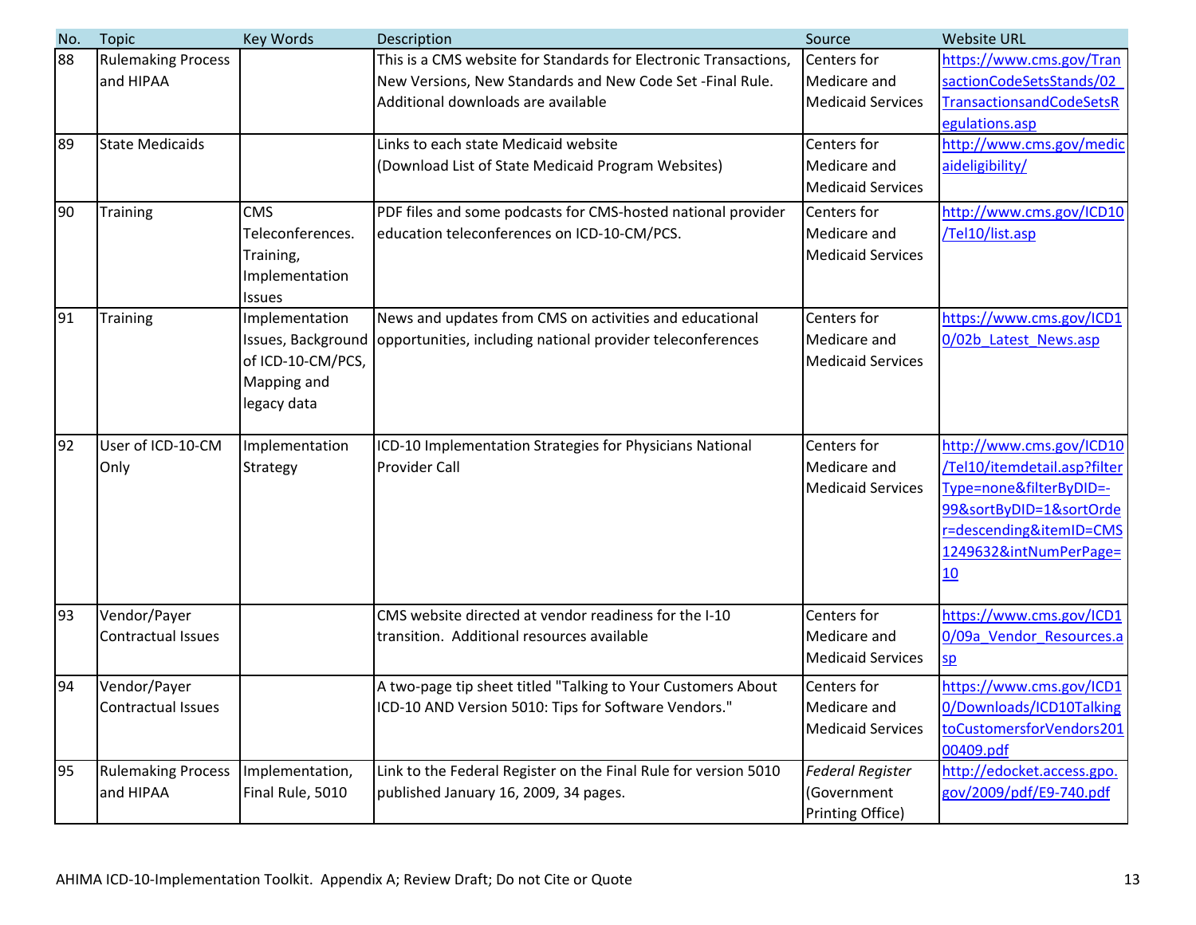| No. | Topic | Key Words | Description | Source | Website URL |
|---|---|---|---|---|---|
| 88 | Rulemaking Process and HIPAA | | This is a CMS website for Standards for Electronic Transactions, New Versions, New Standards and New Code Set -Final Rule. Additional downloads are available | Centers for Medicare and Medicaid Services | https://www.cms.gov/TransactionCodeSetsStands/02_TransactionsandCodeSetsRegulations.asp |
| 89 | State Medicaids | | Links to each state Medicaid website (Download List of State Medicaid Program Websites) | Centers for Medicare and Medicaid Services | http://www.cms.gov/medicaideligibility/ |
| 90 | Training | CMS Teleconferences. Training, Implementation Issues | PDF files and some podcasts for CMS-hosted national provider education teleconferences on ICD-10-CM/PCS. | Centers for Medicare and Medicaid Services | http://www.cms.gov/ICD10/Tel10/list.asp |
| 91 | Training | Implementation Issues, Background of ICD-10-CM/PCS, Mapping and legacy data | News and updates from CMS on activities and educational opportunities, including national provider teleconferences | Centers for Medicare and Medicaid Services | https://www.cms.gov/ICD10/02b_Latest_News.asp |
| 92 | User of ICD-10-CM Only | Implementation Strategy | ICD-10 Implementation Strategies for Physicians National Provider Call | Centers for Medicare and Medicaid Services | http://www.cms.gov/ICD10/Tel10/itemdetail.asp?filterType=none&filterByDID=-99&sortByDID=1&sortOrder=descending&itemID=CMS1249632&intNumPerPage=10 |
| 93 | Vendor/Payer Contractual Issues | | CMS website directed at vendor readiness for the I-10 transition. Additional resources available | Centers for Medicare and Medicaid Services | https://www.cms.gov/ICD10/09a_Vendor_Resources.asp |
| 94 | Vendor/Payer Contractual Issues | | A two-page tip sheet titled "Talking to Your Customers About ICD-10 AND Version 5010: Tips for Software Vendors." | Centers for Medicare and Medicaid Services | https://www.cms.gov/ICD10/Downloads/ICD10TalkingtoCustomersforVendors20100409.pdf |
| 95 | Rulemaking Process and HIPAA | Implementation, Final Rule, 5010 | Link to the Federal Register on the Final Rule for version 5010 published January 16, 2009, 34 pages. | *Federal Register* (Government Printing Office) | http://edocket.access.gpo.gov/2009/pdf/E9-740.pdf |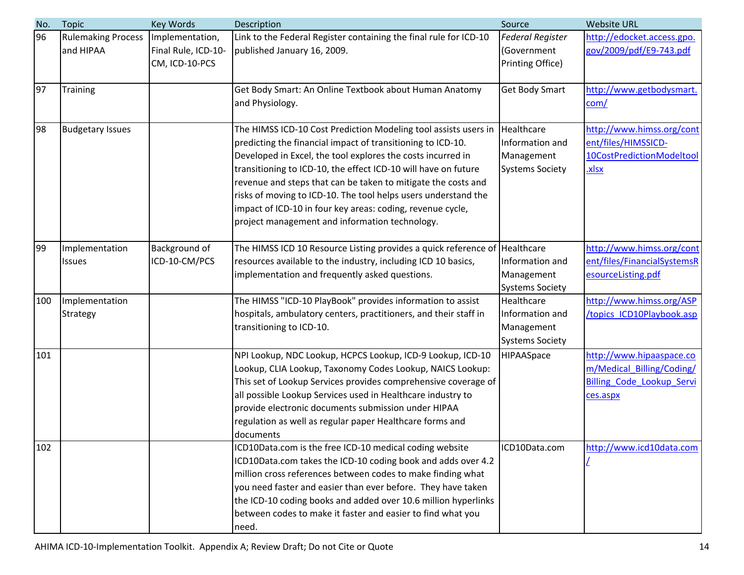| No. | Topic | Key Words | Description | Source | Website URL |
|---|---|---|---|---|---|
| 96 | Rulemaking Process and HIPAA | Implementation, Final Rule, ICD-10-CM, ICD-10-PCS | Link to the Federal Register containing the final rule for ICD-10 published January 16, 2009. | *Federal Register* (Government Printing Office) | http://edocket.access.gpo.gov/2009/pdf/E9-743.pdf |
| 97 | Training | | Get Body Smart: An Online Textbook about Human Anatomy and Physiology. | Get Body Smart | http://www.getbodysmart.com/ |
| 98 | Budgetary Issues | | The HIMSS ICD-10 Cost Prediction Modeling tool assists users in predicting the financial impact of transitioning to ICD-10. Developed in Excel, the tool explores the costs incurred in transitioning to ICD-10, the effect ICD-10 will have on future revenue and steps that can be taken to mitigate the costs and risks of moving to ICD-10. The tool helps users understand the impact of ICD-10 in four key areas: coding, revenue cycle, project management and information technology. | Healthcare Information and Management Systems Society | http://www.himss.org/content/files/HIMSSICD-10CostPredictionModeltool.xlsx |
| 99 | Implementation Issues | Background of ICD-10-CM/PCS | The HIMSS ICD 10 Resource Listing provides a quick reference of resources available to the industry, including ICD 10 basics, implementation and frequently asked questions. | Healthcare Information and Management Systems Society | http://www.himss.org/content/files/FinancialSystemsResourceListing.pdf |
| 100 | Implementation Strategy | | The HIMSS "ICD-10 PlayBook" provides information to assist hospitals, ambulatory centers, practitioners, and their staff in transitioning to ICD-10. | Healthcare Information and Management Systems Society | http://www.himss.org/ASP/topics_ICD10Playbook.asp |
| 101 | | | NPI Lookup, NDC Lookup, HCPCS Lookup, ICD-9 Lookup, ICD-10 Lookup, CLIA Lookup, Taxonomy Codes Lookup, NAICS Lookup: This set of Lookup Services provides comprehensive coverage of all possible Lookup Services used in Healthcare industry to provide electronic documents submission under HIPAA regulation as well as regular paper Healthcare forms and documents | HIPAASpace | http://www.hipaaspace.com/Medical_Billing/Coding/Billing_Code_Lookup_Services.aspx |
| 102 | | | ICD10Data.com is the free ICD-10 medical coding website ICD10Data.com takes the ICD-10 coding book and adds over 4.2 million cross references between codes to make finding what you need faster and easier than ever before. They have taken the ICD-10 coding books and added over 10.6 million hyperlinks between codes to make it faster and easier to find what you need. | ICD10Data.com | http://www.icd10data.com/ |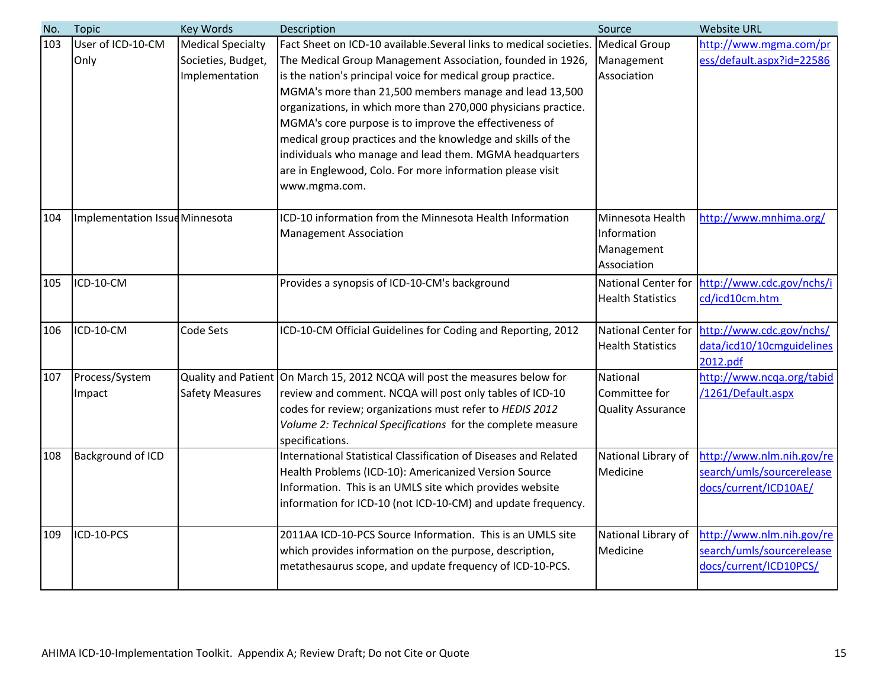| No. | Topic | Key Words | Description | Source | Website URL |
|---|---|---|---|---|---|
| 103 | User of ICD-10-CM Only | Medical Specialty Societies, Budget, Implementation | Fact Sheet on ICD-10 available.Several links to medical societies. The Medical Group Management Association, founded in 1926, is the nation's principal voice for medical group practice. MGMA's more than 21,500 members manage and lead 13,500 organizations, in which more than 270,000 physicians practice. MGMA's core purpose is to improve the effectiveness of medical group practices and the knowledge and skills of the individuals who manage and lead them. MGMA headquarters are in Englewood, Colo. For more information please visit www.mgma.com. | Medical Group Management Association | http://www.mgma.com/press/default.aspx?id=22586 |
| 104 | Implementation Issue | Minnesota | ICD-10 information from the Minnesota Health Information Management Association | Minnesota Health Information Management Association | http://www.mnhima.org/ |
| 105 | ICD-10-CM | | Provides a synopsis of ICD-10-CM's background | National Center for Health Statistics | http://www.cdc.gov/nchs/icd/icd10cm.htm |
| 106 | ICD-10-CM | Code Sets | ICD-10-CM Official Guidelines for Coding and Reporting, 2012 | National Center for Health Statistics | http://www.cdc.gov/nchs/data/icd10/10cmguidelines2012.pdf |
| 107 | Process/System Impact | Quality and Patient Safety Measures | On March 15, 2012 NCQA will post the measures below for review and comment. NCQA will post only tables of ICD-10 codes for review; organizations must refer to *HEDIS 2012 Volume 2: Technical Specifications* for the complete measure specifications. | National Committee for Quality Assurance | http://www.ncqa.org/tabid/1261/Default.aspx |
| 108 | Background of ICD | | International Statistical Classification of Diseases and Related Health Problems (ICD-10): Americanized Version Source Information. This is an UMLS site which provides website information for ICD-10 (not ICD-10-CM) and update frequency. | National Library of Medicine | http://www.nlm.nih.gov/research/umls/sourcereleasedocs/current/ICD10AE/ |
| 109 | ICD-10-PCS | | 2011AA ICD-10-PCS Source Information. This is an UMLS site which provides information on the purpose, description, metathesaurus scope, and update frequency of ICD-10-PCS. | National Library of Medicine | http://www.nlm.nih.gov/research/umls/sourcereleasedocs/current/ICD10PCS/ |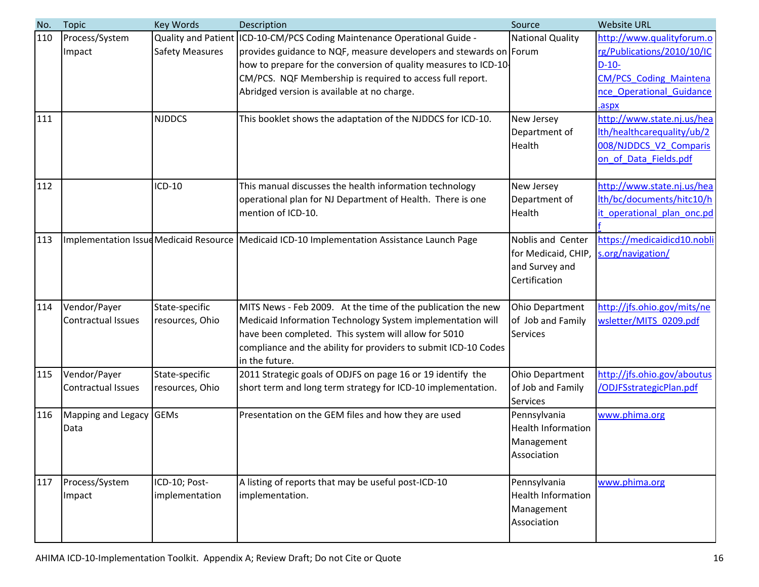| No. | Topic | Key Words | Description | Source | Website URL |
|---|---|---|---|---|---|
| 110 | Process/System Impact | Quality and Patient Safety Measures | ICD-10-CM/PCS Coding Maintenance Operational Guide - provides guidance to NQF, measure developers and stewards on how to prepare for the conversion of quality measures to ICD-10-CM/PCS. NQF Membership is required to access full report. Abridged version is available at no charge. | National Quality Forum | http://www.qualityforum.org/Publications/2010/10/ICD-10-CM/PCS_Coding_Maintenance_Operational_Guidance.aspx |
| 111 | | NJDDCS | This booklet shows the adaptation of the NJDDCS for ICD-10. | New Jersey Department of Health | http://www.state.nj.us/health/healthcarequality/ub/2008/NJDDCS_V2_Comparison_of_Data_Fields.pdf |
| 112 | | ICD-10 | This manual discusses the health information technology operational plan for NJ Department of Health. There is one mention of ICD-10. | New Jersey Department of Health | http://www.state.nj.us/health/bc/documents/hitc10/hit_operational_plan_onc.pdf |
| 113 | Implementation Issue | Medicaid Resource | Medicaid ICD-10 Implementation Assistance Launch Page | Noblis and Center for Medicaid, CHIP, and Survey and Certification | https://medicaidicd10.noblis.org/navigation/ |
| 114 | Vendor/Payer Contractual Issues | State-specific resources, Ohio | MITS News - Feb 2009. At the time of the publication the new Medicaid Information Technology System implementation will have been completed. This system will allow for 5010 compliance and the ability for providers to submit ICD-10 Codes in the future. | Ohio Department of Job and Family Services | http://jfs.ohio.gov/mits/newsletter/MITS_0209.pdf |
| 115 | Vendor/Payer Contractual Issues | State-specific resources, Ohio | 2011 Strategic goals of ODJFS on page 16 or 19 identify the short term and long term strategy for ICD-10 implementation. | Ohio Department of Job and Family Services | http://jfs.ohio.gov/aboutus/ODJFSstrategicPlan.pdf |
| 116 | Mapping and Legacy Data | GEMs | Presentation on the GEM files and how they are used | Pennsylvania Health Information Management Association | www.phima.org |
| 117 | Process/System Impact | ICD-10; Post-implementation | A listing of reports that may be useful post-ICD-10 implementation. | Pennsylvania Health Information Management Association | www.phima.org |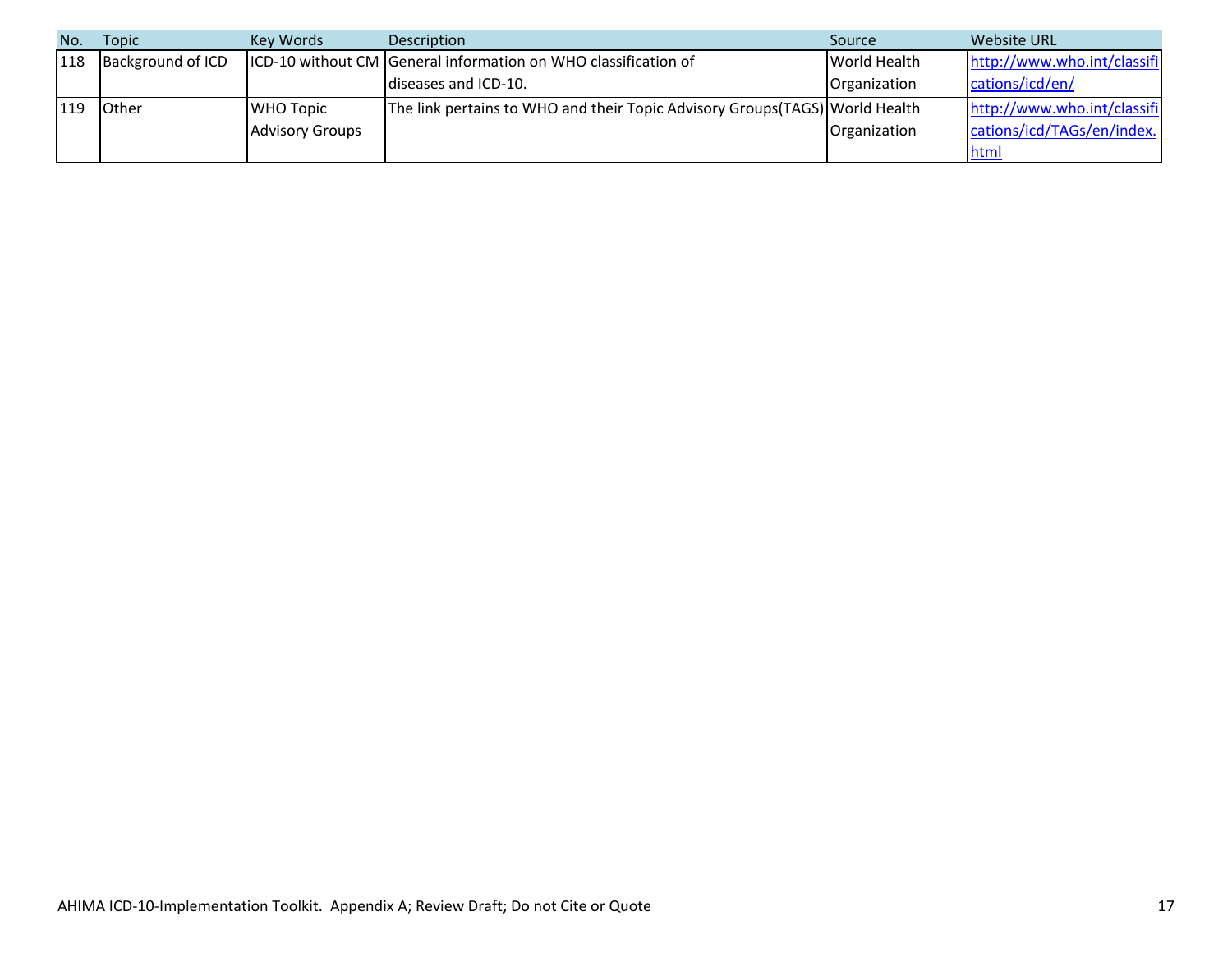| No. | Topic | Key Words | Description | Source | Website URL |
|---|---|---|---|---|---|
| 118 | Background of ICD | ICD-10 without CM | General information on WHO classification of diseases and ICD-10. | World Health Organization | http://www.who.int/classifications/icd/en/ |
| 119 | Other | WHO Topic Advisory Groups | The link pertains to WHO and their Topic Advisory Groups(TAGS) | World Health Organization | http://www.who.int/classifications/icd/TAGs/en/index.html |